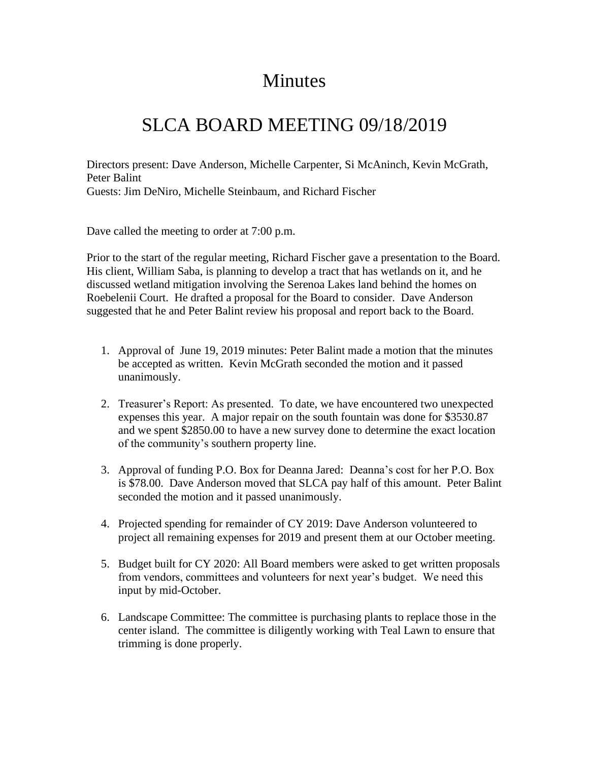# Minutes

## SLCA BOARD MEETING 09/18/2019

Directors present: Dave Anderson, Michelle Carpenter, Si McAninch, Kevin McGrath, Peter Balint
Guests: Jim DeNiro, Michelle Steinbaum, and Richard Fischer

Dave called the meeting to order at 7:00 p.m.

Prior to the start of the regular meeting, Richard Fischer gave a presentation to the Board. His client, William Saba, is planning to develop a tract that has wetlands on it, and he discussed wetland mitigation involving the Serenoa Lakes land behind the homes on Roebelenii Court. He drafted a proposal for the Board to consider. Dave Anderson suggested that he and Peter Balint review his proposal and report back to the Board.

1. Approval of June 19, 2019 minutes: Peter Balint made a motion that the minutes be accepted as written. Kevin McGrath seconded the motion and it passed unanimously.

2. Treasurer's Report: As presented. To date, we have encountered two unexpected expenses this year. A major repair on the south fountain was done for $3530.87 and we spent $2850.00 to have a new survey done to determine the exact location of the community's southern property line.

3. Approval of funding P.O. Box for Deanna Jared: Deanna's cost for her P.O. Box is $78.00. Dave Anderson moved that SLCA pay half of this amount. Peter Balint seconded the motion and it passed unanimously.

4. Projected spending for remainder of CY 2019: Dave Anderson volunteered to project all remaining expenses for 2019 and present them at our October meeting.

5. Budget built for CY 2020: All Board members were asked to get written proposals from vendors, committees and volunteers for next year's budget. We need this input by mid-October.

6. Landscape Committee: The committee is purchasing plants to replace those in the center island. The committee is diligently working with Teal Lawn to ensure that trimming is done properly.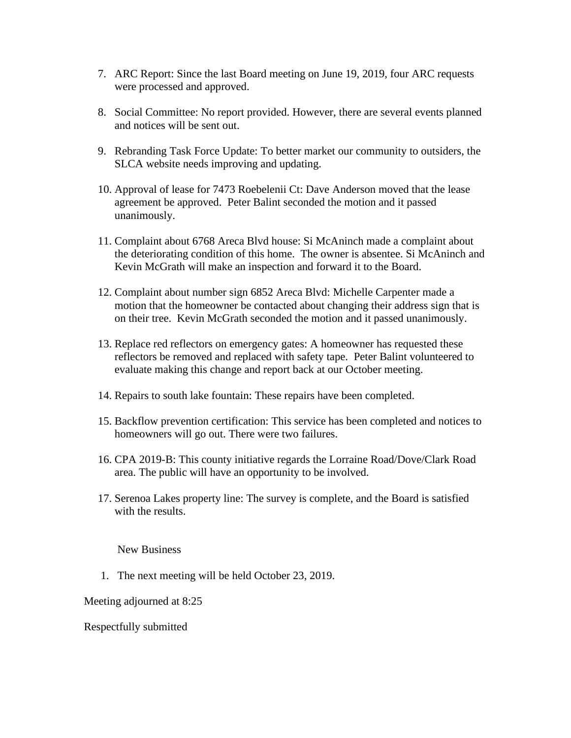7. ARC Report: Since the last Board meeting on June 19, 2019, four ARC requests were processed and approved.

8. Social Committee: No report provided. However, there are several events planned and notices will be sent out.

9. Rebranding Task Force Update: To better market our community to outsiders, the SLCA website needs improving and updating.

10. Approval of lease for 7473 Roebelenii Ct: Dave Anderson moved that the lease agreement be approved. Peter Balint seconded the motion and it passed unanimously.

11. Complaint about 6768 Areca Blvd house: Si McAninch made a complaint about the deteriorating condition of this home. The owner is absentee. Si McAninch and Kevin McGrath will make an inspection and forward it to the Board.

12. Complaint about number sign 6852 Areca Blvd: Michelle Carpenter made a motion that the homeowner be contacted about changing their address sign that is on their tree. Kevin McGrath seconded the motion and it passed unanimously.

13. Replace red reflectors on emergency gates: A homeowner has requested these reflectors be removed and replaced with safety tape. Peter Balint volunteered to evaluate making this change and report back at our October meeting.

14. Repairs to south lake fountain: These repairs have been completed.

15. Backflow prevention certification: This service has been completed and notices to homeowners will go out. There were two failures.

16. CPA 2019-B: This county initiative regards the Lorraine Road/Dove/Clark Road area. The public will have an opportunity to be involved.

17. Serenoa Lakes property line: The survey is complete, and the Board is satisfied with the results.

New Business

1. The next meeting will be held October 23, 2019.

Meeting adjourned at 8:25

Respectfully submitted